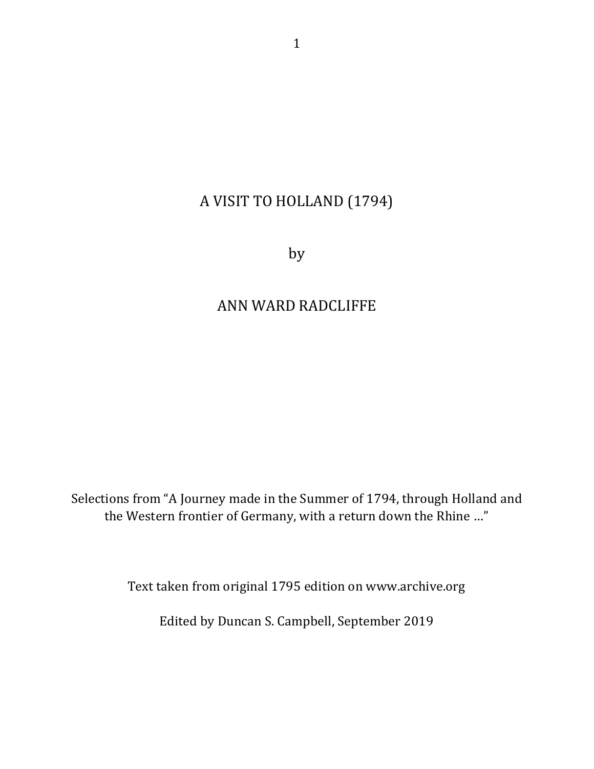# A VISIT TO HOLLAND (1794)

by

## ANN WARD RADCLIFFE

Selections from "A Journey made in the Summer of 1794, through Holland and the Western frontier of Germany, with a return down the Rhine …"

Text taken from original 1795 edition on www.archive.org

Edited by Duncan S. Campbell, September 2019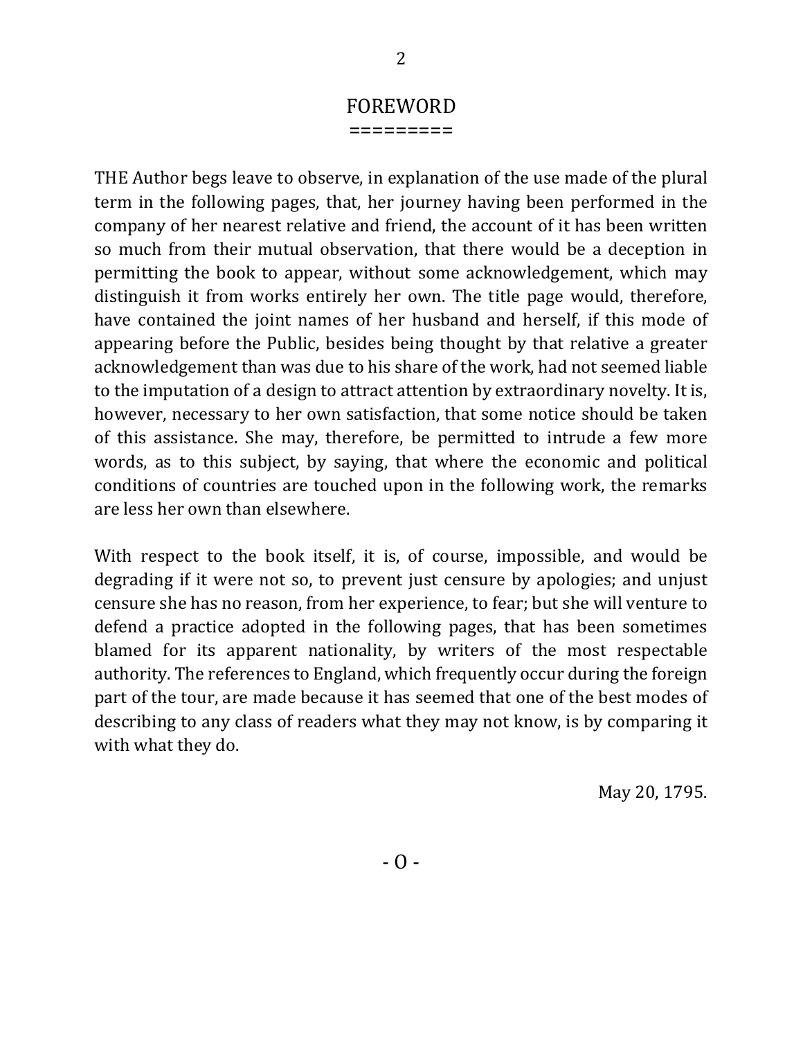# FOREWORD

THE Author begs leave to observe, in explanation of the use made of the plural term in the following pages, that, her journey having been performed in the company of her nearest relative and friend, the account of it has been written so much from their mutual observation, that there would be a deception in permitting the book to appear, without some acknowledgement, which may distinguish it from works entirely her own. The title page would, therefore, have contained the joint names of her husband and herself, if this mode of appearing before the Public, besides being thought by that relative a greater acknowledgement than was due to his share of the work, had not seemed liable to the imputation of a design to attract attention by extraordinary novelty. It is, however, necessary to her own satisfaction, that some notice should be taken of this assistance. She may, therefore, be permitted to intrude a few more words, as to this subject, by saying, that where the economic and political conditions of countries are touched upon in the following work, the remarks are less her own than elsewhere.

With respect to the book itself, it is, of course, impossible, and would be degrading if it were not so, to prevent just censure by apologies; and unjust censure she has no reason, from her experience, to fear; but she will venture to defend a practice adopted in the following pages, that has been sometimes blamed for its apparent nationality, by writers of the most respectable authority. The references to England, which frequently occur during the foreign part of the tour, are made because it has seemed that one of the best modes of describing to any class of readers what they may not know, is by comparing it with what they do.

May 20, 1795.

- O -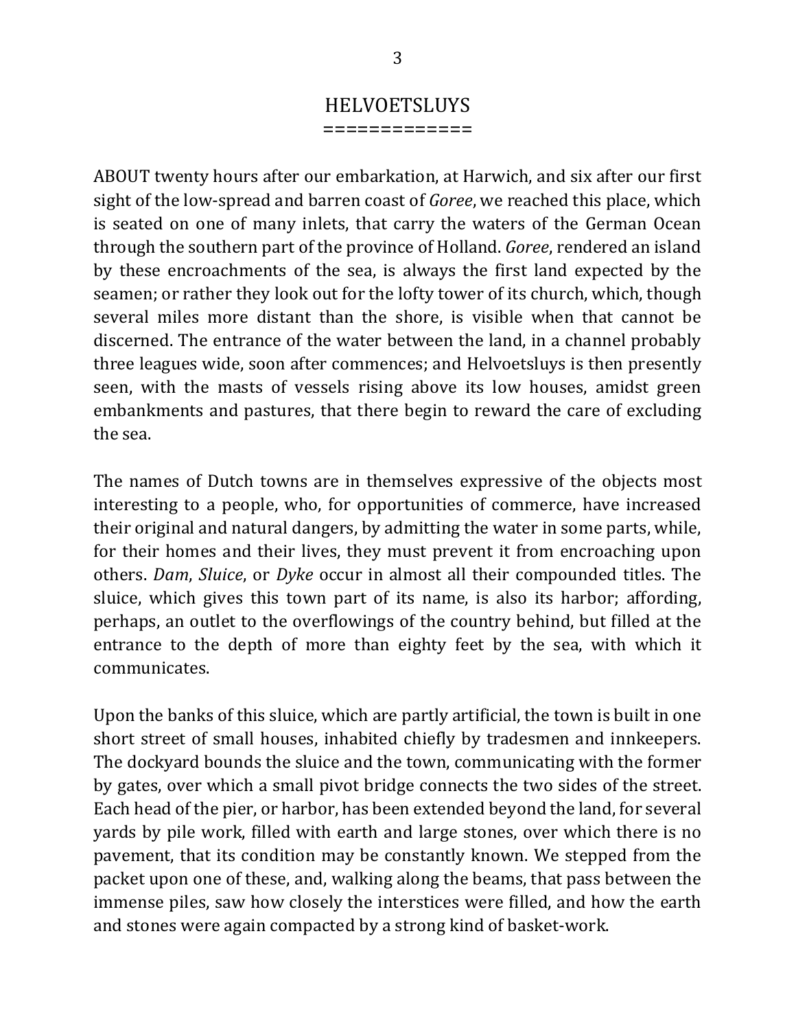# HELVOETSLUYS

ABOUT twenty hours after our embarkation, at Harwich, and six after our first sight of the low-spread and barren coast of *Goree*, we reached this place, which is seated on one of many inlets, that carry the waters of the German Ocean through the southern part of the province of Holland. *Goree*, rendered an island by these encroachments of the sea, is always the first land expected by the seamen; or rather they look out for the lofty tower of its church, which, though several miles more distant than the shore, is visible when that cannot be discerned. The entrance of the water between the land, in a channel probably three leagues wide, soon after commences; and Helvoetsluys is then presently seen, with the masts of vessels rising above its low houses, amidst green embankments and pastures, that there begin to reward the care of excluding the sea.

The names of Dutch towns are in themselves expressive of the objects most interesting to a people, who, for opportunities of commerce, have increased their original and natural dangers, by admitting the water in some parts, while, for their homes and their lives, they must prevent it from encroaching upon others. *Dam*, *Sluice*, or *Dyke* occur in almost all their compounded titles. The sluice, which gives this town part of its name, is also its harbor; affording, perhaps, an outlet to the overflowings of the country behind, but filled at the entrance to the depth of more than eighty feet by the sea, with which it communicates.

Upon the banks of this sluice, which are partly artificial, the town is built in one short street of small houses, inhabited chiefly by tradesmen and innkeepers. The dockyard bounds the sluice and the town, communicating with the former by gates, over which a small pivot bridge connects the two sides of the street. Each head of the pier, or harbor, has been extended beyond the land, for several yards by pile work, filled with earth and large stones, over which there is no pavement, that its condition may be constantly known. We stepped from the packet upon one of these, and, walking along the beams, that pass between the immense piles, saw how closely the interstices were filled, and how the earth and stones were again compacted by a strong kind of basket-work.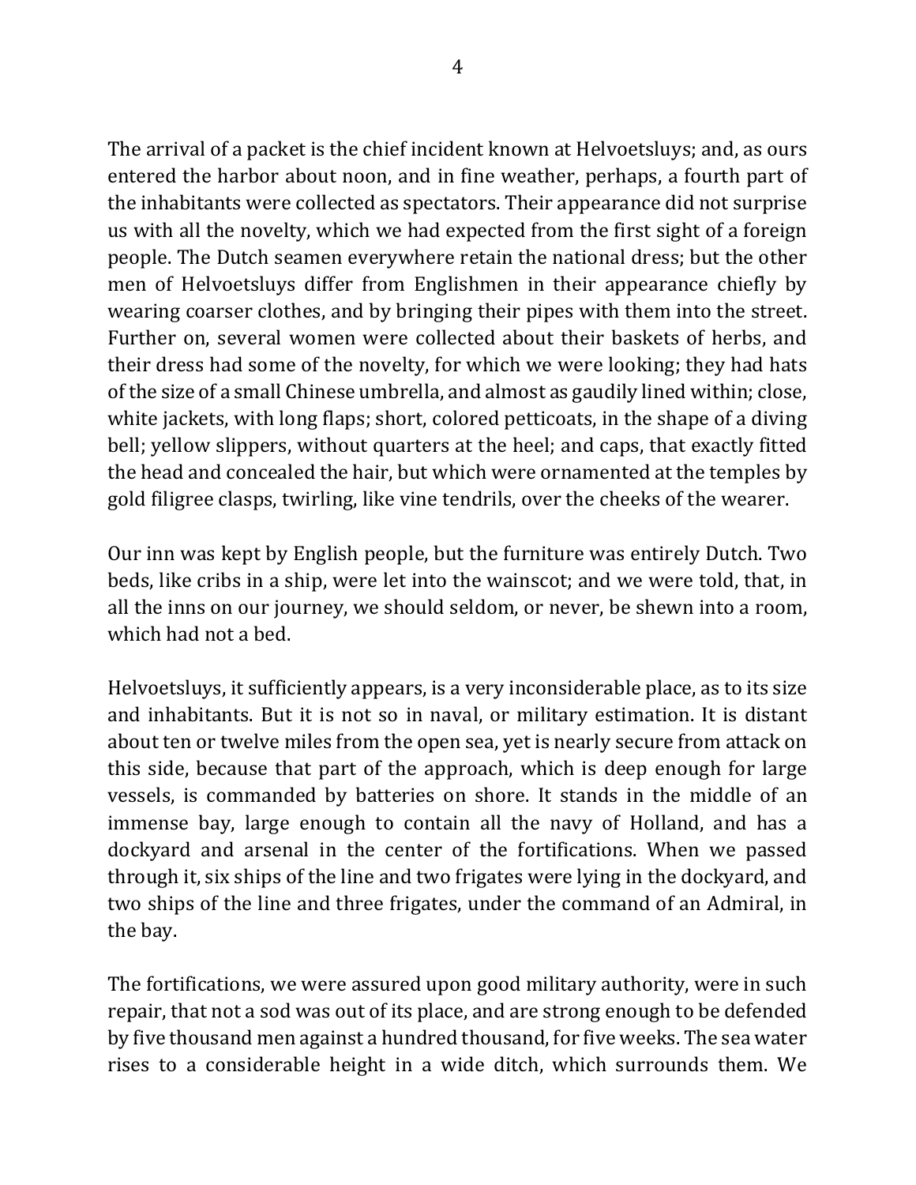The arrival of a packet is the chief incident known at Helvoetsluys; and, as ours entered the harbor about noon, and in fine weather, perhaps, a fourth part of the inhabitants were collected as spectators. Their appearance did not surprise us with all the novelty, which we had expected from the first sight of a foreign people. The Dutch seamen everywhere retain the national dress; but the other men of Helvoetsluys differ from Englishmen in their appearance chiefly by wearing coarser clothes, and by bringing their pipes with them into the street. Further on, several women were collected about their baskets of herbs, and their dress had some of the novelty, for which we were looking; they had hats of the size of a small Chinese umbrella, and almost as gaudily lined within; close, white jackets, with long flaps; short, colored petticoats, in the shape of a diving bell; yellow slippers, without quarters at the heel; and caps, that exactly fitted the head and concealed the hair, but which were ornamented at the temples by gold filigree clasps, twirling, like vine tendrils, over the cheeks of the wearer.

Our inn was kept by English people, but the furniture was entirely Dutch. Two beds, like cribs in a ship, were let into the wainscot; and we were told, that, in all the inns on our journey, we should seldom, or never, be shewn into a room, which had not a bed.

Helvoetsluys, it sufficiently appears, is a very inconsiderable place, as to its size and inhabitants. But it is not so in naval, or military estimation. It is distant about ten or twelve miles from the open sea, yet is nearly secure from attack on this side, because that part of the approach, which is deep enough for large vessels, is commanded by batteries on shore. It stands in the middle of an immense bay, large enough to contain all the navy of Holland, and has a dockyard and arsenal in the center of the fortifications. When we passed through it, six ships of the line and two frigates were lying in the dockyard, and two ships of the line and three frigates, under the command of an Admiral, in the bay.

The fortifications, we were assured upon good military authority, were in such repair, that not a sod was out of its place, and are strong enough to be defended by five thousand men against a hundred thousand, for five weeks. The sea water rises to a considerable height in a wide ditch, which surrounds them. We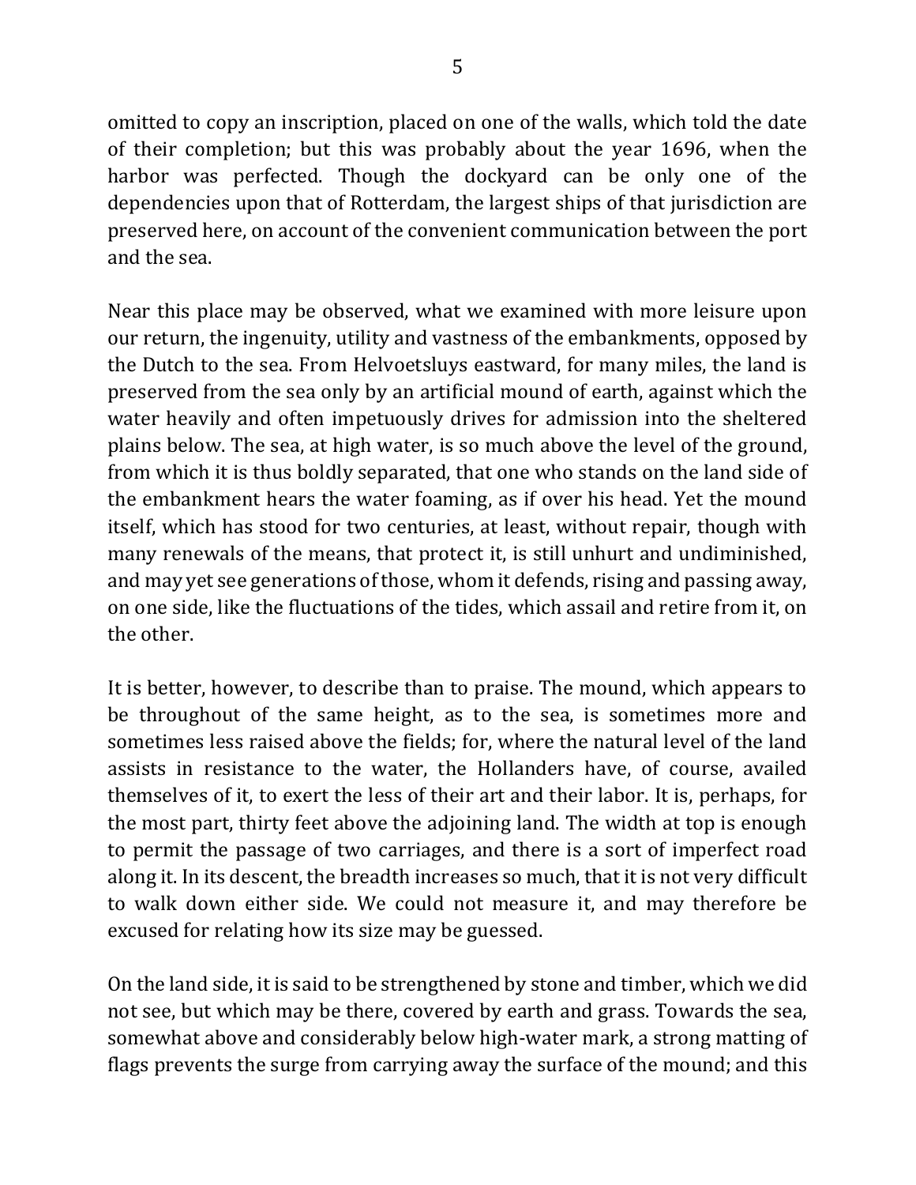omitted to copy an inscription, placed on one of the walls, which told the date of their completion; but this was probably about the year 1696, when the harbor was perfected. Though the dockyard can be only one of the dependencies upon that of Rotterdam, the largest ships of that jurisdiction are preserved here, on account of the convenient communication between the port and the sea.

Near this place may be observed, what we examined with more leisure upon our return, the ingenuity, utility and vastness of the embankments, opposed by the Dutch to the sea. From Helvoetsluys eastward, for many miles, the land is preserved from the sea only by an artificial mound of earth, against which the water heavily and often impetuously drives for admission into the sheltered plains below. The sea, at high water, is so much above the level of the ground, from which it is thus boldly separated, that one who stands on the land side of the embankment hears the water foaming, as if over his head. Yet the mound itself, which has stood for two centuries, at least, without repair, though with many renewals of the means, that protect it, is still unhurt and undiminished, and may yet see generations of those, whom it defends, rising and passing away, on one side, like the fluctuations of the tides, which assail and retire from it, on the other.

It is better, however, to describe than to praise. The mound, which appears to be throughout of the same height, as to the sea, is sometimes more and sometimes less raised above the fields; for, where the natural level of the land assists in resistance to the water, the Hollanders have, of course, availed themselves of it, to exert the less of their art and their labor. It is, perhaps, for the most part, thirty feet above the adjoining land. The width at top is enough to permit the passage of two carriages, and there is a sort of imperfect road along it. In its descent, the breadth increases so much, that it is not very difficult to walk down either side. We could not measure it, and may therefore be excused for relating how its size may be guessed.

On the land side, it is said to be strengthened by stone and timber, which we did not see, but which may be there, covered by earth and grass. Towards the sea, somewhat above and considerably below high-water mark, a strong matting of flags prevents the surge from carrying away the surface of the mound; and this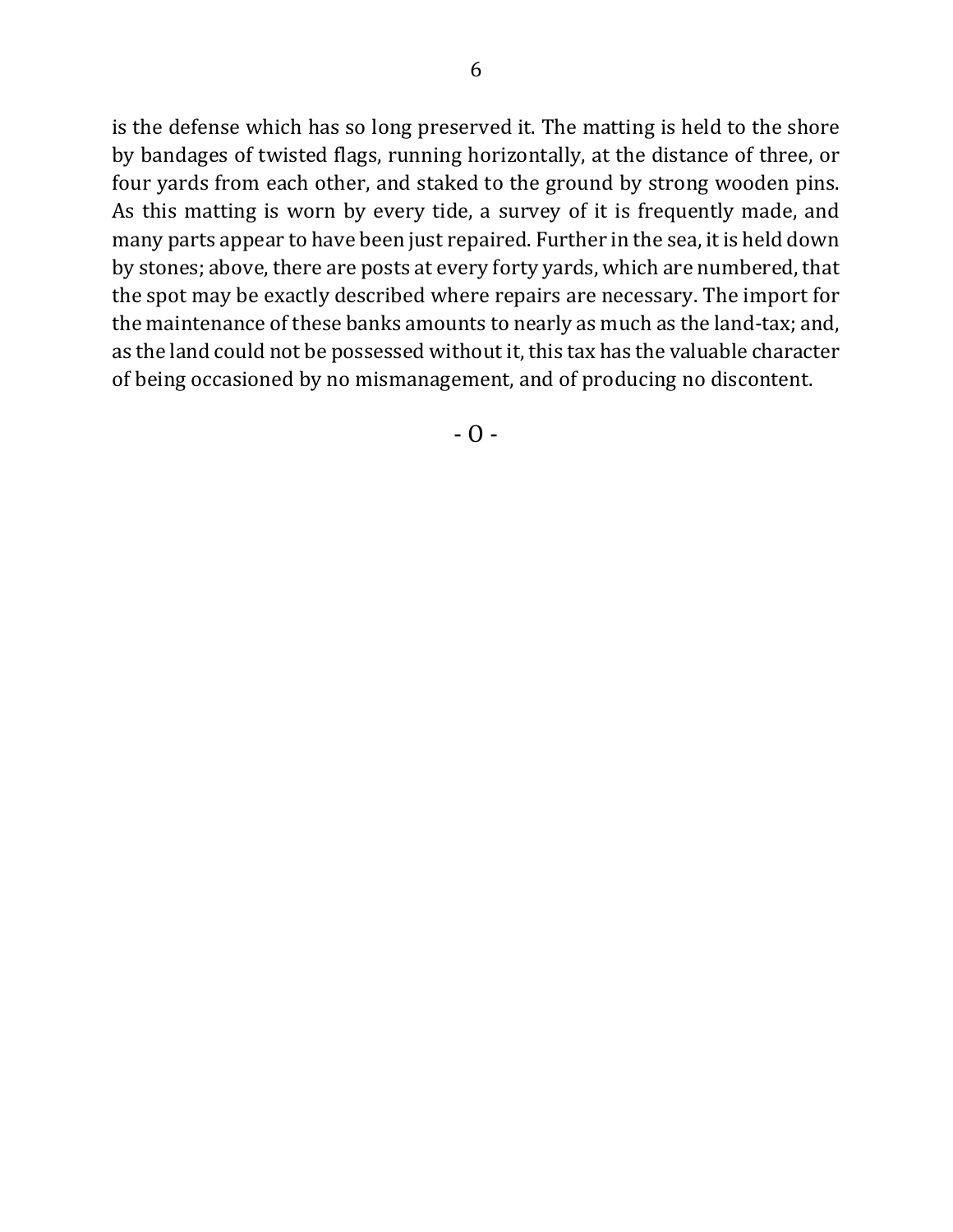is the defense which has so long preserved it. The matting is held to the shore by bandages of twisted flags, running horizontally, at the distance of three, or four yards from each other, and staked to the ground by strong wooden pins. As this matting is worn by every tide, a survey of it is frequently made, and many parts appear to have been just repaired. Further in the sea, it is held down by stones; above, there are posts at every forty yards, which are numbered, that the spot may be exactly described where repairs are necessary. The import for the maintenance of these banks amounts to nearly as much as the land-tax; and, as the land could not be possessed without it, this tax has the valuable character of being occasioned by no mismanagement, and of producing no discontent.

- 0 -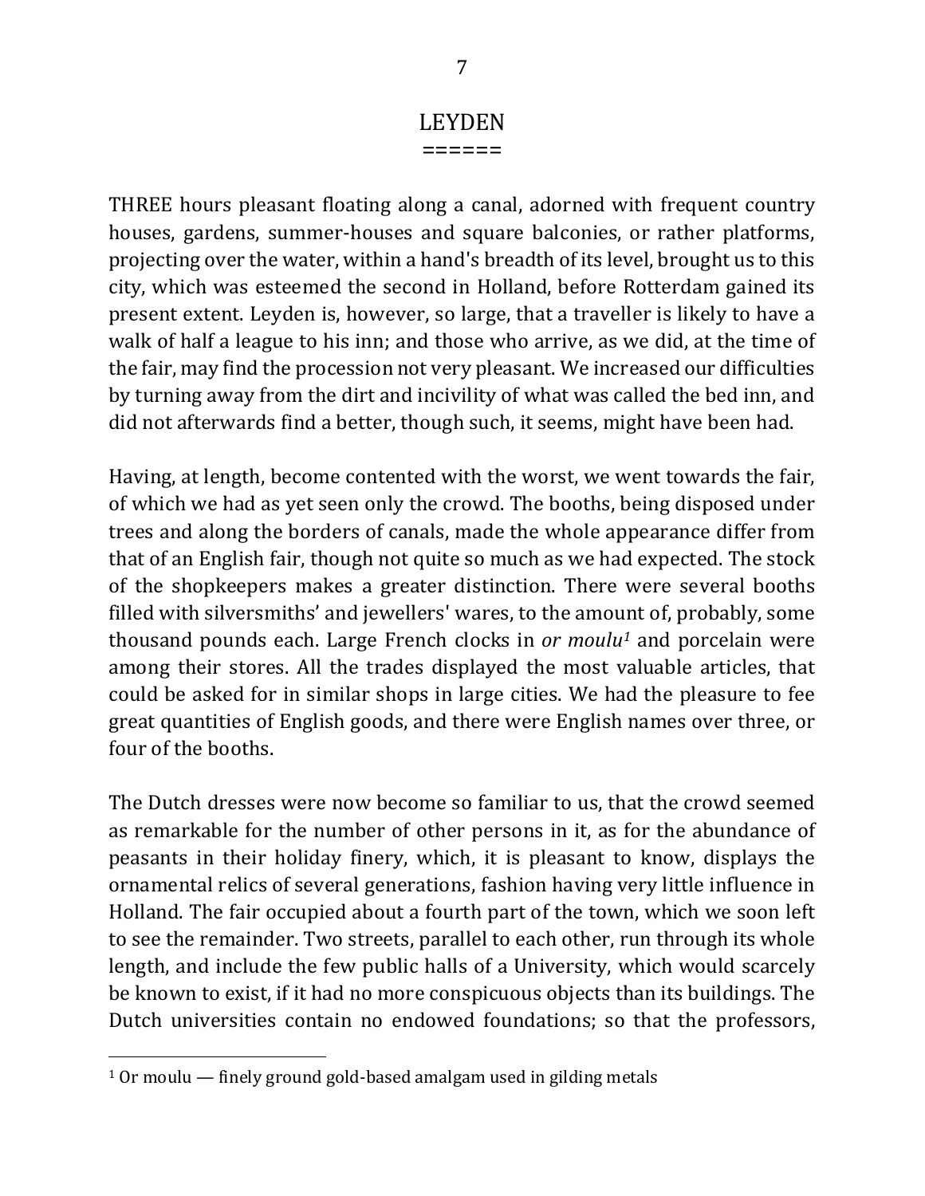# LEYDEN

THREE hours pleasant floating along a canal, adorned with frequent country houses, gardens, summer-houses and square balconies, or rather platforms, projecting over the water, within a hand's breadth of its level, brought us to this city, which was esteemed the second in Holland, before Rotterdam gained its present extent. Leyden is, however, so large, that a traveller is likely to have a walk of half a league to his inn; and those who arrive, as we did, at the time of the fair, may find the procession not very pleasant. We increased our difficulties by turning away from the dirt and incivility of what was called the bed inn, and did not afterwards find a better, though such, it seems, might have been had.

Having, at length, become contented with the worst, we went towards the fair, of which we had as yet seen only the crowd. The booths, being disposed under trees and along the borders of canals, made the whole appearance differ from that of an English fair, though not quite so much as we had expected. The stock of the shopkeepers makes a greater distinction. There were several booths filled with silversmiths' and jewellers' wares, to the amount of, probably, some thousand pounds each. Large French clocks in *or moulu*[1] and porcelain were among their stores. All the trades displayed the most valuable articles, that could be asked for in similar shops in large cities. We had the pleasure to fee great quantities of English goods, and there were English names over three, or four of the booths.

The Dutch dresses were now become so familiar to us, that the crowd seemed as remarkable for the number of other persons in it, as for the abundance of peasants in their holiday finery, which, it is pleasant to know, displays the ornamental relics of several generations, fashion having very little influence in Holland. The fair occupied about a fourth part of the town, which we soon left to see the remainder. Two streets, parallel to each other, run through its whole length, and include the few public halls of a University, which would scarcely be known to exist, if it had no more conspicuous objects than its buildings. The Dutch universities contain no endowed foundations; so that the professors,

---

[1] Or moulu — finely ground gold-based amalgam used in gilding metals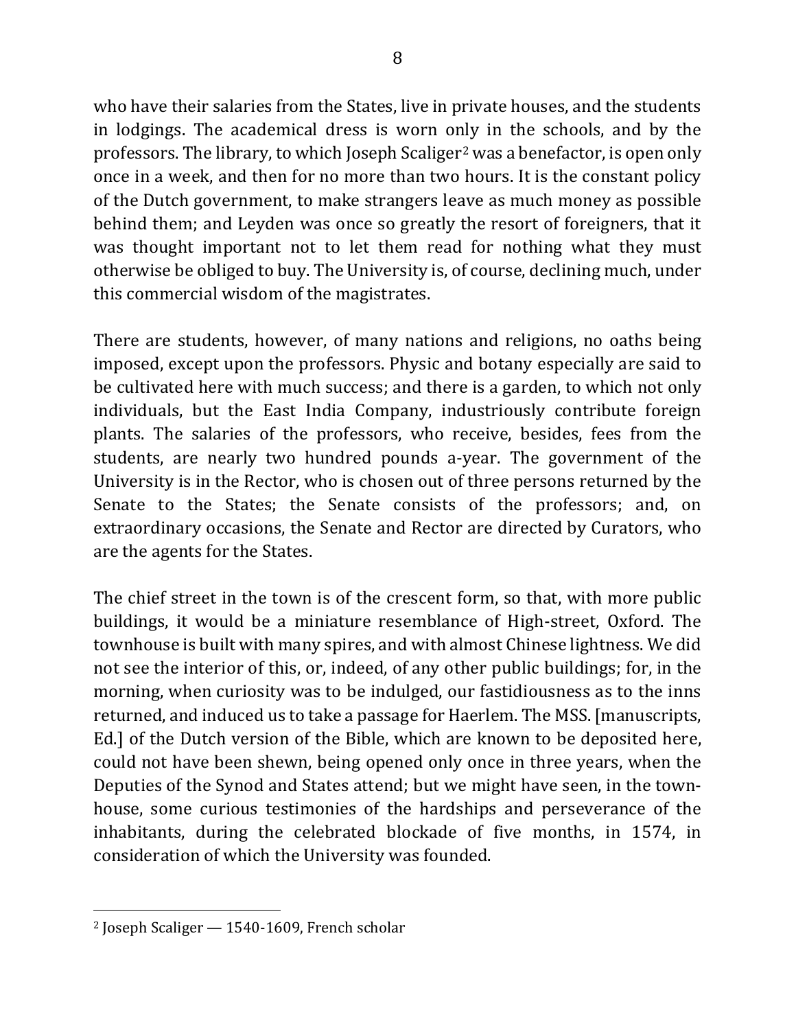who have their salaries from the States, live in private houses, and the students in lodgings. The academical dress is worn only in the schools, and by the professors. The library, to which Joseph Scaliger[2] was a benefactor, is open only once in a week, and then for no more than two hours. It is the constant policy of the Dutch government, to make strangers leave as much money as possible behind them; and Leyden was once so greatly the resort of foreigners, that it was thought important not to let them read for nothing what they must otherwise be obliged to buy. The University is, of course, declining much, under this commercial wisdom of the magistrates.

There are students, however, of many nations and religions, no oaths being imposed, except upon the professors. Physic and botany especially are said to be cultivated here with much success; and there is a garden, to which not only individuals, but the East India Company, industriously contribute foreign plants. The salaries of the professors, who receive, besides, fees from the students, are nearly two hundred pounds a-year. The government of the University is in the Rector, who is chosen out of three persons returned by the Senate to the States; the Senate consists of the professors; and, on extraordinary occasions, the Senate and Rector are directed by Curators, who are the agents for the States.

The chief street in the town is of the crescent form, so that, with more public buildings, it would be a miniature resemblance of High-street, Oxford. The townhouse is built with many spires, and with almost Chinese lightness. We did not see the interior of this, or, indeed, of any other public buildings; for, in the morning, when curiosity was to be indulged, our fastidiousness as to the inns returned, and induced us to take a passage for Haerlem. The MSS. [manuscripts, Ed.] of the Dutch version of the Bible, which are known to be deposited here, could not have been shewn, being opened only once in three years, when the Deputies of the Synod and States attend; but we might have seen, in the town-house, some curious testimonies of the hardships and perseverance of the inhabitants, during the celebrated blockade of five months, in 1574, in consideration of which the University was founded.

[2] Joseph Scaliger — 1540-1609, French scholar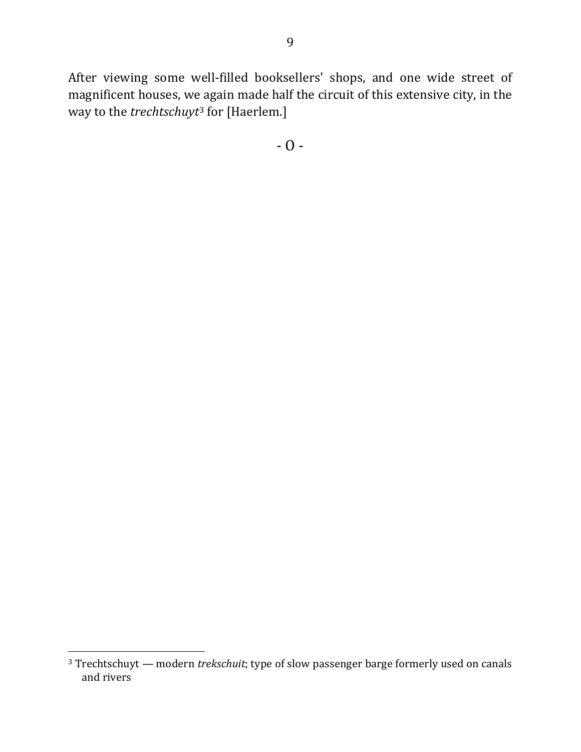After viewing some well-filled booksellers' shops, and one wide street of magnificent houses, we again made half the circuit of this extensive city, in the way to the *trechtschuyt*[3] for [Haerlem.]

- O -

---

[3] Trechtschuyt — modern *trekschuit*; type of slow passenger barge formerly used on canals and rivers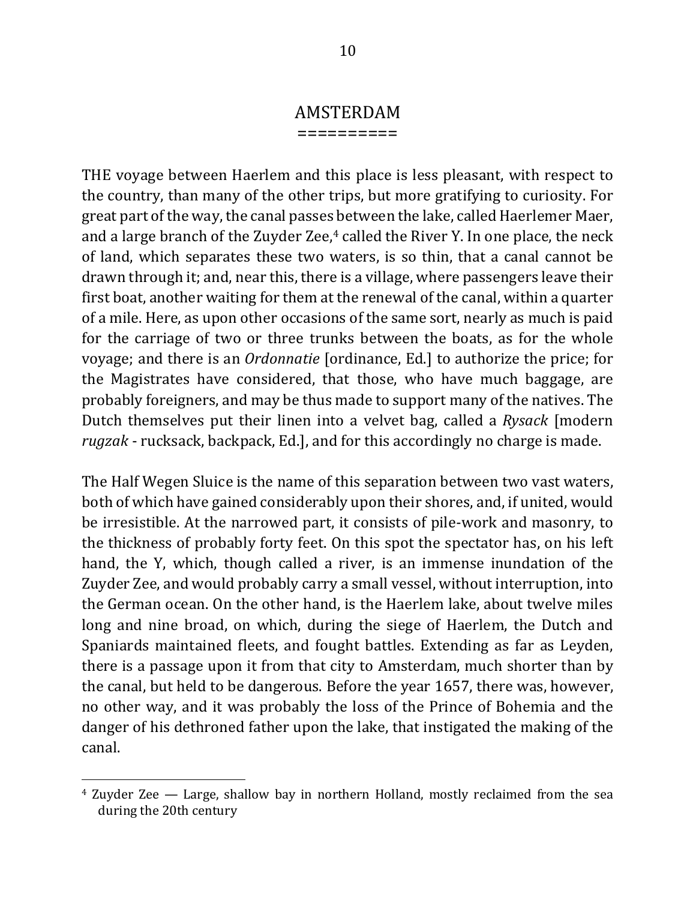## AMSTERDAM

THE voyage between Haerlem and this place is less pleasant, with respect to the country, than many of the other trips, but more gratifying to curiosity. For great part of the way, the canal passes between the lake, called Haerlemer Maer, and a large branch of the Zuyder Zee,[4] called the River Y. In one place, the neck of land, which separates these two waters, is so thin, that a canal cannot be drawn through it; and, near this, there is a village, where passengers leave their first boat, another waiting for them at the renewal of the canal, within a quarter of a mile. Here, as upon other occasions of the same sort, nearly as much is paid for the carriage of two or three trunks between the boats, as for the whole voyage; and there is an *Ordonnatie* [ordinance, Ed.] to authorize the price; for the Magistrates have considered, that those, who have much baggage, are probably foreigners, and may be thus made to support many of the natives. The Dutch themselves put their linen into a velvet bag, called a *Rysack* [modern *rugzak* - rucksack, backpack, Ed.], and for this accordingly no charge is made.

The Half Wegen Sluice is the name of this separation between two vast waters, both of which have gained considerably upon their shores, and, if united, would be irresistible. At the narrowed part, it consists of pile-work and masonry, to the thickness of probably forty feet. On this spot the spectator has, on his left hand, the Y, which, though called a river, is an immense inundation of the Zuyder Zee, and would probably carry a small vessel, without interruption, into the German ocean. On the other hand, is the Haerlem lake, about twelve miles long and nine broad, on which, during the siege of Haerlem, the Dutch and Spaniards maintained fleets, and fought battles. Extending as far as Leyden, there is a passage upon it from that city to Amsterdam, much shorter than by the canal, but held to be dangerous. Before the year 1657, there was, however, no other way, and it was probably the loss of the Prince of Bohemia and the danger of his dethroned father upon the lake, that instigated the making of the canal.

[4] Zuyder Zee — Large, shallow bay in northern Holland, mostly reclaimed from the sea during the 20th century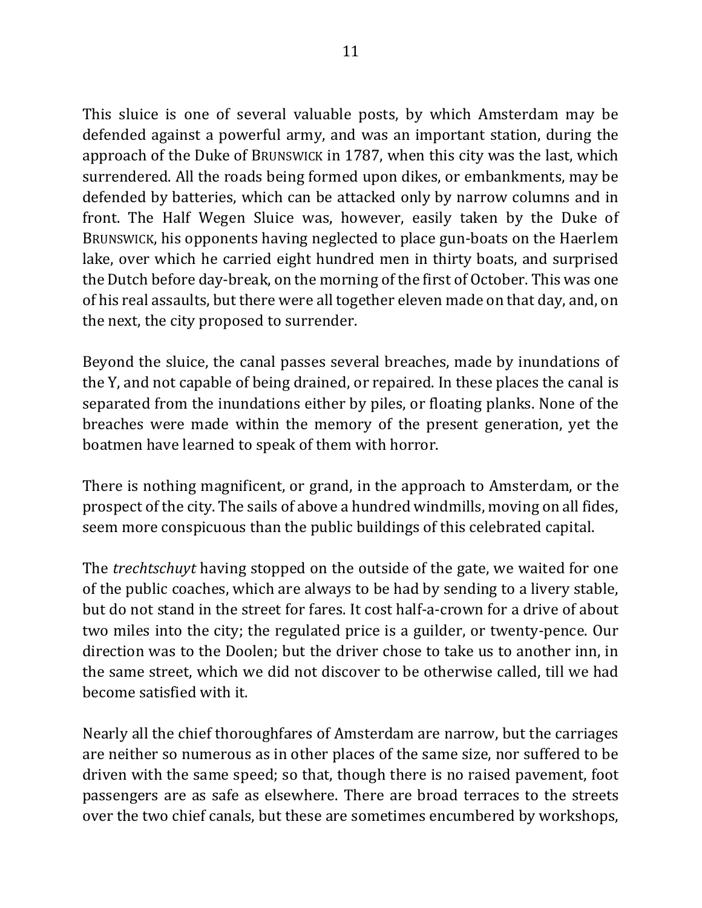This sluice is one of several valuable posts, by which Amsterdam may be defended against a powerful army, and was an important station, during the approach of the Duke of BRUNSWICK in 1787, when this city was the last, which surrendered. All the roads being formed upon dikes, or embankments, may be defended by batteries, which can be attacked only by narrow columns and in front. The Half Wegen Sluice was, however, easily taken by the Duke of BRUNSWICK, his opponents having neglected to place gun-boats on the Haerlem lake, over which he carried eight hundred men in thirty boats, and surprised the Dutch before day-break, on the morning of the first of October. This was one of his real assaults, but there were all together eleven made on that day, and, on the next, the city proposed to surrender.

Beyond the sluice, the canal passes several breaches, made by inundations of the Y, and not capable of being drained, or repaired. In these places the canal is separated from the inundations either by piles, or floating planks. None of the breaches were made within the memory of the present generation, yet the boatmen have learned to speak of them with horror.

There is nothing magnificent, or grand, in the approach to Amsterdam, or the prospect of the city. The sails of above a hundred windmills, moving on all fides, seem more conspicuous than the public buildings of this celebrated capital.

The *trechtschuyt* having stopped on the outside of the gate, we waited for one of the public coaches, which are always to be had by sending to a livery stable, but do not stand in the street for fares. It cost half-a-crown for a drive of about two miles into the city; the regulated price is a guilder, or twenty-pence. Our direction was to the Doolen; but the driver chose to take us to another inn, in the same street, which we did not discover to be otherwise called, till we had become satisfied with it.

Nearly all the chief thoroughfares of Amsterdam are narrow, but the carriages are neither so numerous as in other places of the same size, nor suffered to be driven with the same speed; so that, though there is no raised pavement, foot passengers are as safe as elsewhere. There are broad terraces to the streets over the two chief canals, but these are sometimes encumbered by workshops,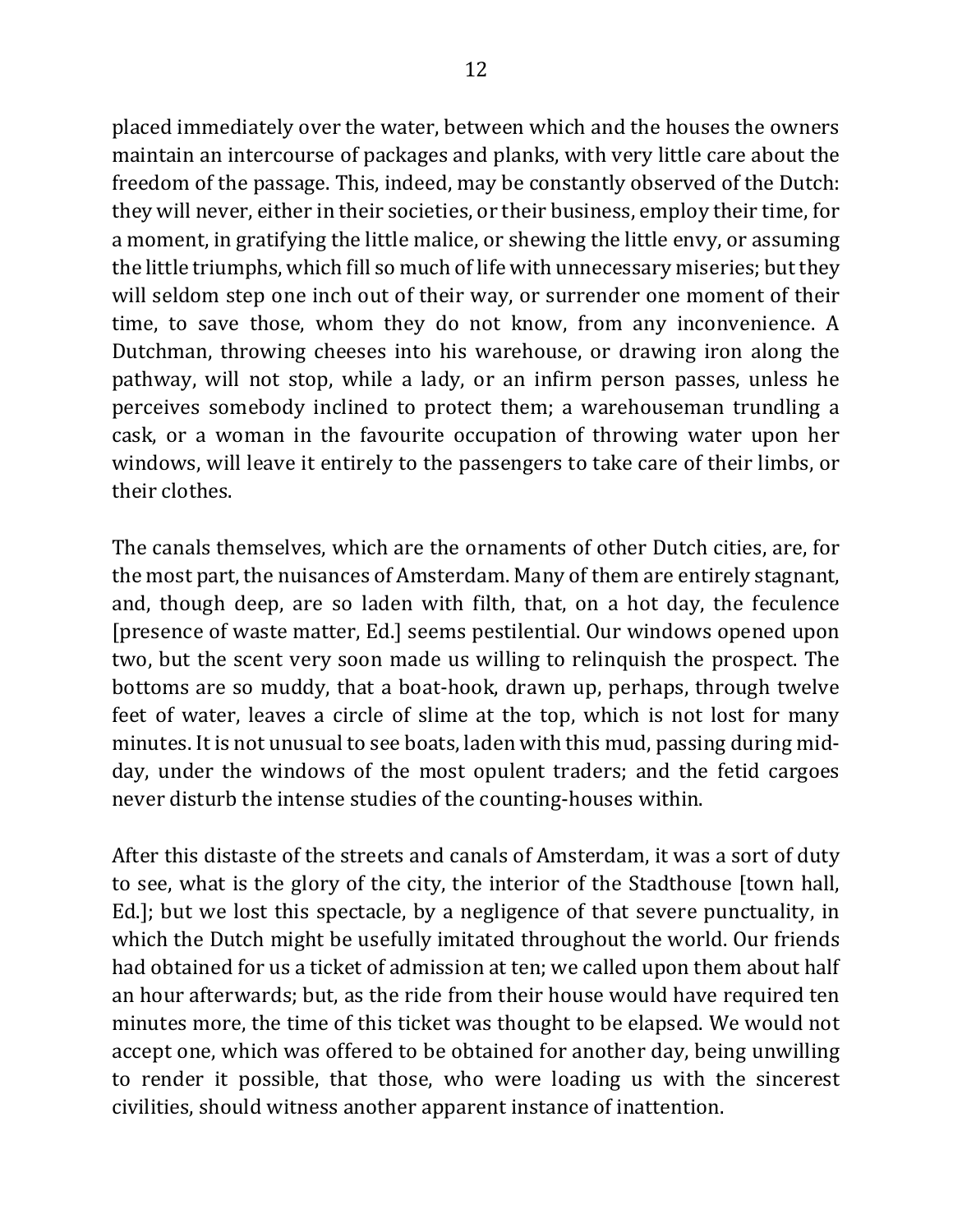placed immediately over the water, between which and the houses the owners maintain an intercourse of packages and planks, with very little care about the freedom of the passage. This, indeed, may be constantly observed of the Dutch: they will never, either in their societies, or their business, employ their time, for a moment, in gratifying the little malice, or shewing the little envy, or assuming the little triumphs, which fill so much of life with unnecessary miseries; but they will seldom step one inch out of their way, or surrender one moment of their time, to save those, whom they do not know, from any inconvenience. A Dutchman, throwing cheeses into his warehouse, or drawing iron along the pathway, will not stop, while a lady, or an infirm person passes, unless he perceives somebody inclined to protect them; a warehouseman trundling a cask, or a woman in the favourite occupation of throwing water upon her windows, will leave it entirely to the passengers to take care of their limbs, or their clothes.

The canals themselves, which are the ornaments of other Dutch cities, are, for the most part, the nuisances of Amsterdam. Many of them are entirely stagnant, and, though deep, are so laden with filth, that, on a hot day, the feculence [presence of waste matter, Ed.] seems pestilential. Our windows opened upon two, but the scent very soon made us willing to relinquish the prospect. The bottoms are so muddy, that a boat-hook, drawn up, perhaps, through twelve feet of water, leaves a circle of slime at the top, which is not lost for many minutes. It is not unusual to see boats, laden with this mud, passing during mid-day, under the windows of the most opulent traders; and the fetid cargoes never disturb the intense studies of the counting-houses within.

After this distaste of the streets and canals of Amsterdam, it was a sort of duty to see, what is the glory of the city, the interior of the Stadthouse [town hall, Ed.]; but we lost this spectacle, by a negligence of that severe punctuality, in which the Dutch might be usefully imitated throughout the world. Our friends had obtained for us a ticket of admission at ten; we called upon them about half an hour afterwards; but, as the ride from their house would have required ten minutes more, the time of this ticket was thought to be elapsed. We would not accept one, which was offered to be obtained for another day, being unwilling to render it possible, that those, who were loading us with the sincerest civilities, should witness another apparent instance of inattention.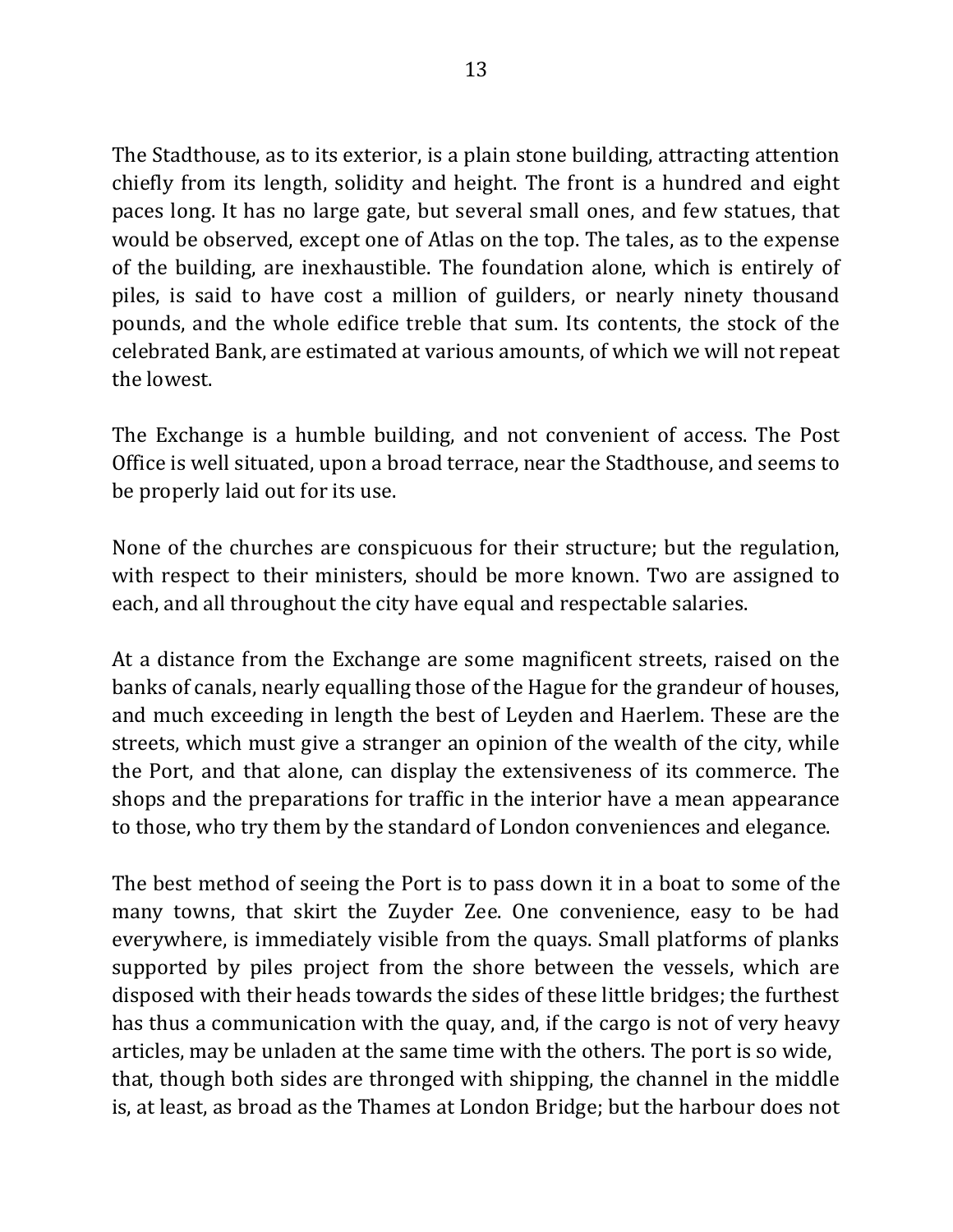The Stadthouse, as to its exterior, is a plain stone building, attracting attention chiefly from its length, solidity and height. The front is a hundred and eight paces long. It has no large gate, but several small ones, and few statues, that would be observed, except one of Atlas on the top. The tales, as to the expense of the building, are inexhaustible. The foundation alone, which is entirely of piles, is said to have cost a million of guilders, or nearly ninety thousand pounds, and the whole edifice treble that sum. Its contents, the stock of the celebrated Bank, are estimated at various amounts, of which we will not repeat the lowest.

The Exchange is a humble building, and not convenient of access. The Post Office is well situated, upon a broad terrace, near the Stadthouse, and seems to be properly laid out for its use.

None of the churches are conspicuous for their structure; but the regulation, with respect to their ministers, should be more known. Two are assigned to each, and all throughout the city have equal and respectable salaries.

At a distance from the Exchange are some magnificent streets, raised on the banks of canals, nearly equalling those of the Hague for the grandeur of houses, and much exceeding in length the best of Leyden and Haerlem. These are the streets, which must give a stranger an opinion of the wealth of the city, while the Port, and that alone, can display the extensiveness of its commerce. The shops and the preparations for traffic in the interior have a mean appearance to those, who try them by the standard of London conveniences and elegance.

The best method of seeing the Port is to pass down it in a boat to some of the many towns, that skirt the Zuyder Zee. One convenience, easy to be had everywhere, is immediately visible from the quays. Small platforms of planks supported by piles project from the shore between the vessels, which are disposed with their heads towards the sides of these little bridges; the furthest has thus a communication with the quay, and, if the cargo is not of very heavy articles, may be unladen at the same time with the others. The port is so wide, that, though both sides are thronged with shipping, the channel in the middle is, at least, as broad as the Thames at London Bridge; but the harbour does not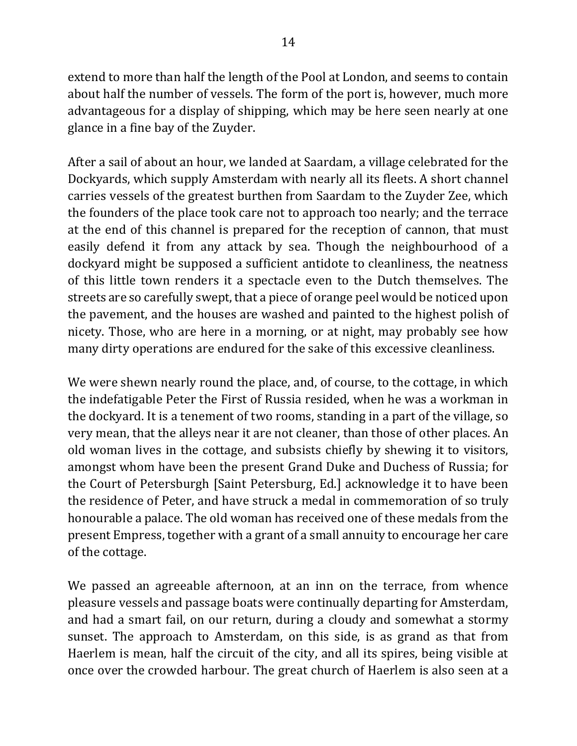extend to more than half the length of the Pool at London, and seems to contain about half the number of vessels. The form of the port is, however, much more advantageous for a display of shipping, which may be here seen nearly at one glance in a fine bay of the Zuyder.

After a sail of about an hour, we landed at Saardam, a village celebrated for the Dockyards, which supply Amsterdam with nearly all its fleets. A short channel carries vessels of the greatest burthen from Saardam to the Zuyder Zee, which the founders of the place took care not to approach too nearly; and the terrace at the end of this channel is prepared for the reception of cannon, that must easily defend it from any attack by sea. Though the neighbourhood of a dockyard might be supposed a sufficient antidote to cleanliness, the neatness of this little town renders it a spectacle even to the Dutch themselves. The streets are so carefully swept, that a piece of orange peel would be noticed upon the pavement, and the houses are washed and painted to the highest polish of nicety. Those, who are here in a morning, or at night, may probably see how many dirty operations are endured for the sake of this excessive cleanliness.

We were shewn nearly round the place, and, of course, to the cottage, in which the indefatigable Peter the First of Russia resided, when he was a workman in the dockyard. It is a tenement of two rooms, standing in a part of the village, so very mean, that the alleys near it are not cleaner, than those of other places. An old woman lives in the cottage, and subsists chiefly by shewing it to visitors, amongst whom have been the present Grand Duke and Duchess of Russia; for the Court of Petersburgh [Saint Petersburg, Ed.] acknowledge it to have been the residence of Peter, and have struck a medal in commemoration of so truly honourable a palace. The old woman has received one of these medals from the present Empress, together with a grant of a small annuity to encourage her care of the cottage.

We passed an agreeable afternoon, at an inn on the terrace, from whence pleasure vessels and passage boats were continually departing for Amsterdam, and had a smart fail, on our return, during a cloudy and somewhat a stormy sunset. The approach to Amsterdam, on this side, is as grand as that from Haerlem is mean, half the circuit of the city, and all its spires, being visible at once over the crowded harbour. The great church of Haerlem is also seen at a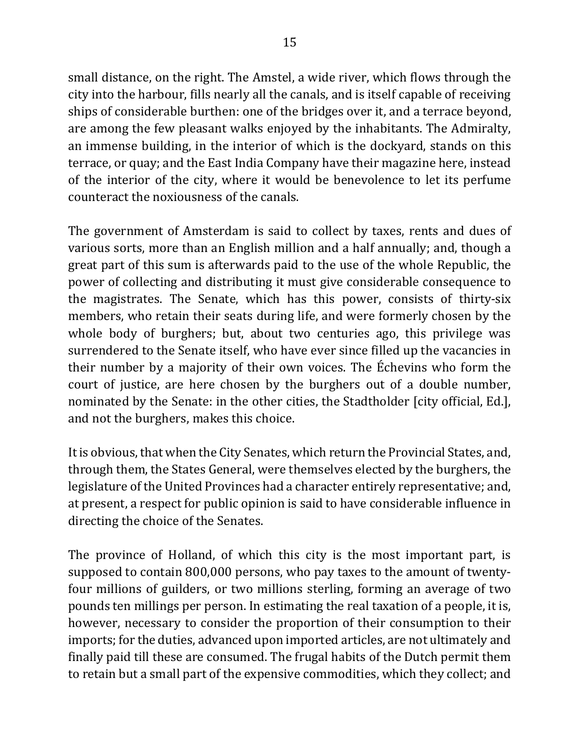small distance, on the right. The Amstel, a wide river, which flows through the city into the harbour, fills nearly all the canals, and is itself capable of receiving ships of considerable burthen: one of the bridges over it, and a terrace beyond, are among the few pleasant walks enjoyed by the inhabitants. The Admiralty, an immense building, in the interior of which is the dockyard, stands on this terrace, or quay; and the East India Company have their magazine here, instead of the interior of the city, where it would be benevolence to let its perfume counteract the noxiousness of the canals.

The government of Amsterdam is said to collect by taxes, rents and dues of various sorts, more than an English million and a half annually; and, though a great part of this sum is afterwards paid to the use of the whole Republic, the power of collecting and distributing it must give considerable consequence to the magistrates. The Senate, which has this power, consists of thirty-six members, who retain their seats during life, and were formerly chosen by the whole body of burghers; but, about two centuries ago, this privilege was surrendered to the Senate itself, who have ever since filled up the vacancies in their number by a majority of their own voices. The Échevins who form the court of justice, are here chosen by the burghers out of a double number, nominated by the Senate: in the other cities, the Stadtholder [city official, Ed.], and not the burghers, makes this choice.

It is obvious, that when the City Senates, which return the Provincial States, and, through them, the States General, were themselves elected by the burghers, the legislature of the United Provinces had a character entirely representative; and, at present, a respect for public opinion is said to have considerable influence in directing the choice of the Senates.

The province of Holland, of which this city is the most important part, is supposed to contain 800,000 persons, who pay taxes to the amount of twenty-four millions of guilders, or two millions sterling, forming an average of two pounds ten millings per person. In estimating the real taxation of a people, it is, however, necessary to consider the proportion of their consumption to their imports; for the duties, advanced upon imported articles, are not ultimately and finally paid till these are consumed. The frugal habits of the Dutch permit them to retain but a small part of the expensive commodities, which they collect; and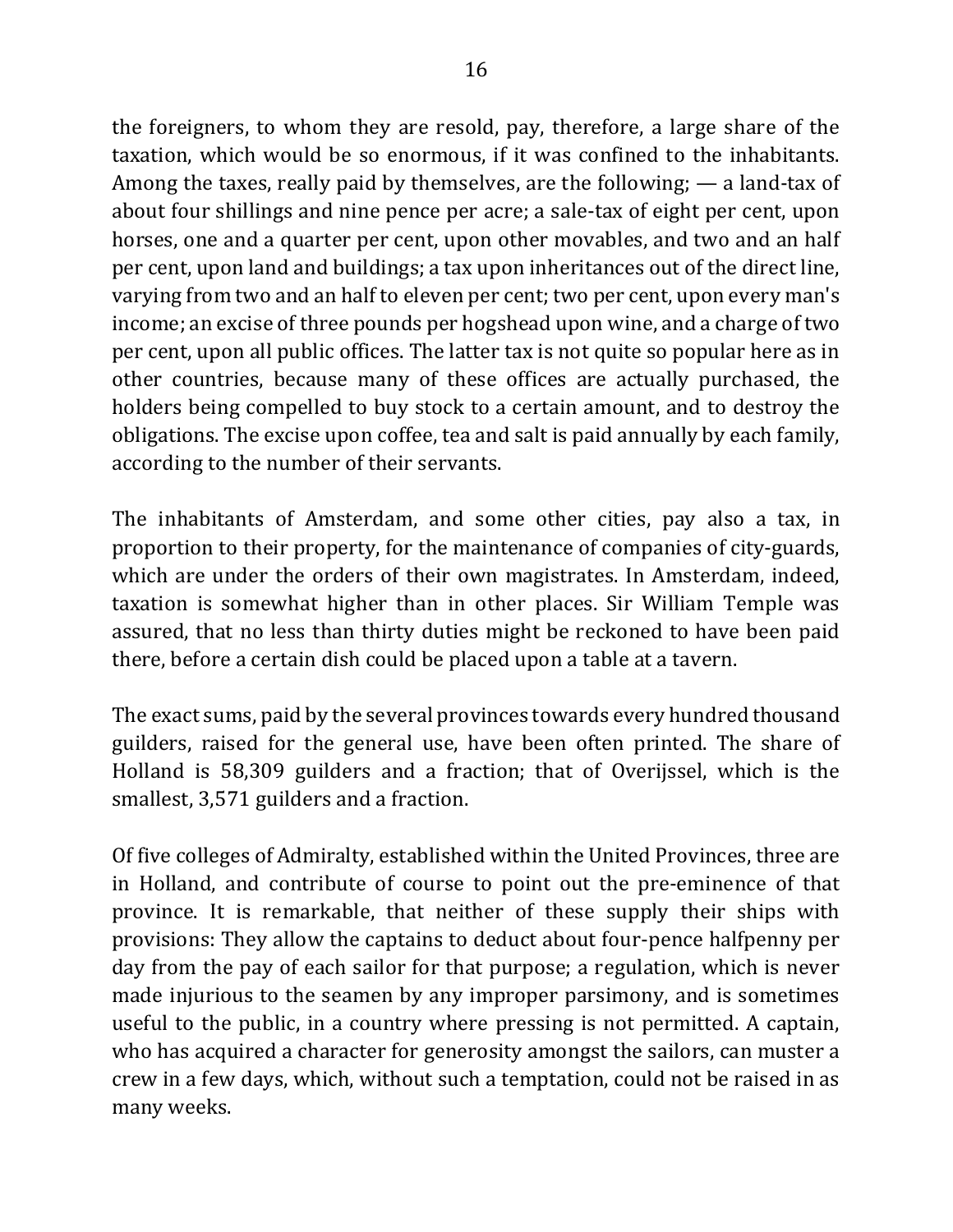the foreigners, to whom they are resold, pay, therefore, a large share of the taxation, which would be so enormous, if it was confined to the inhabitants. Among the taxes, really paid by themselves, are the following; — a land-tax of about four shillings and nine pence per acre; a sale-tax of eight per cent, upon horses, one and a quarter per cent, upon other movables, and two and an half per cent, upon land and buildings; a tax upon inheritances out of the direct line, varying from two and an half to eleven per cent; two per cent, upon every man's income; an excise of three pounds per hogshead upon wine, and a charge of two per cent, upon all public offices. The latter tax is not quite so popular here as in other countries, because many of these offices are actually purchased, the holders being compelled to buy stock to a certain amount, and to destroy the obligations. The excise upon coffee, tea and salt is paid annually by each family, according to the number of their servants.

The inhabitants of Amsterdam, and some other cities, pay also a tax, in proportion to their property, for the maintenance of companies of city-guards, which are under the orders of their own magistrates. In Amsterdam, indeed, taxation is somewhat higher than in other places. Sir William Temple was assured, that no less than thirty duties might be reckoned to have been paid there, before a certain dish could be placed upon a table at a tavern.

The exact sums, paid by the several provinces towards every hundred thousand guilders, raised for the general use, have been often printed. The share of Holland is 58,309 guilders and a fraction; that of Overijssel, which is the smallest, 3,571 guilders and a fraction.

Of five colleges of Admiralty, established within the United Provinces, three are in Holland, and contribute of course to point out the pre-eminence of that province. It is remarkable, that neither of these supply their ships with provisions: They allow the captains to deduct about four-pence halfpenny per day from the pay of each sailor for that purpose; a regulation, which is never made injurious to the seamen by any improper parsimony, and is sometimes useful to the public, in a country where pressing is not permitted. A captain, who has acquired a character for generosity amongst the sailors, can muster a crew in a few days, which, without such a temptation, could not be raised in as many weeks.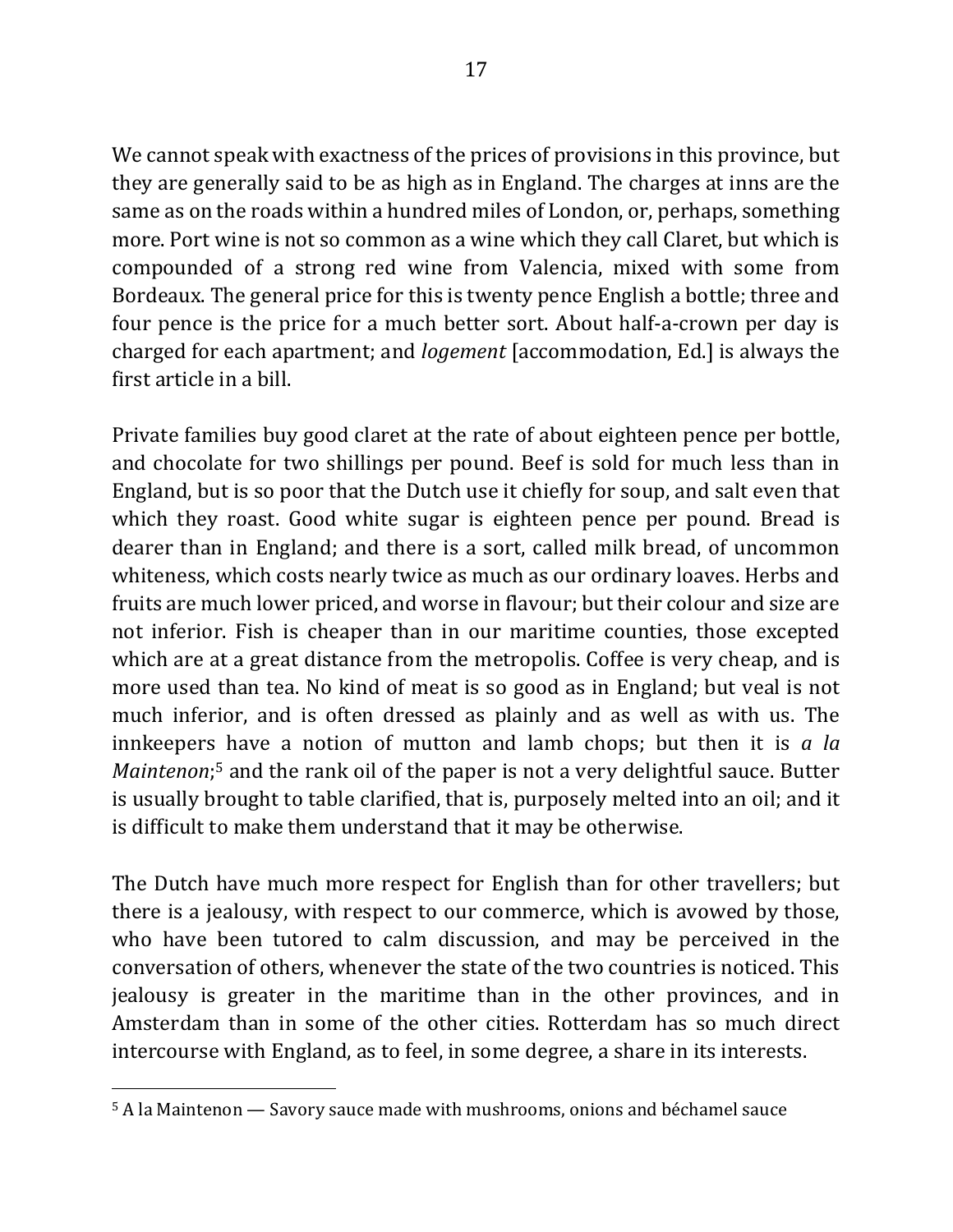We cannot speak with exactness of the prices of provisions in this province, but they are generally said to be as high as in England. The charges at inns are the same as on the roads within a hundred miles of London, or, perhaps, something more. Port wine is not so common as a wine which they call Claret, but which is compounded of a strong red wine from Valencia, mixed with some from Bordeaux. The general price for this is twenty pence English a bottle; three and four pence is the price for a much better sort. About half-a-crown per day is charged for each apartment; and *logement* [accommodation, Ed.] is always the first article in a bill.

Private families buy good claret at the rate of about eighteen pence per bottle, and chocolate for two shillings per pound. Beef is sold for much less than in England, but is so poor that the Dutch use it chiefly for soup, and salt even that which they roast. Good white sugar is eighteen pence per pound. Bread is dearer than in England; and there is a sort, called milk bread, of uncommon whiteness, which costs nearly twice as much as our ordinary loaves. Herbs and fruits are much lower priced, and worse in flavour; but their colour and size are not inferior. Fish is cheaper than in our maritime counties, those excepted which are at a great distance from the metropolis. Coffee is very cheap, and is more used than tea. No kind of meat is so good as in England; but veal is not much inferior, and is often dressed as plainly and as well as with us. The innkeepers have a notion of mutton and lamb chops; but then it is *a la Maintenon*;[5] and the rank oil of the paper is not a very delightful sauce. Butter is usually brought to table clarified, that is, purposely melted into an oil; and it is difficult to make them understand that it may be otherwise.

The Dutch have much more respect for English than for other travellers; but there is a jealousy, with respect to our commerce, which is avowed by those, who have been tutored to calm discussion, and may be perceived in the conversation of others, whenever the state of the two countries is noticed. This jealousy is greater in the maritime than in the other provinces, and in Amsterdam than in some of the other cities. Rotterdam has so much direct intercourse with England, as to feel, in some degree, a share in its interests.

---

[5] A la Maintenon — Savory sauce made with mushrooms, onions and béchamel sauce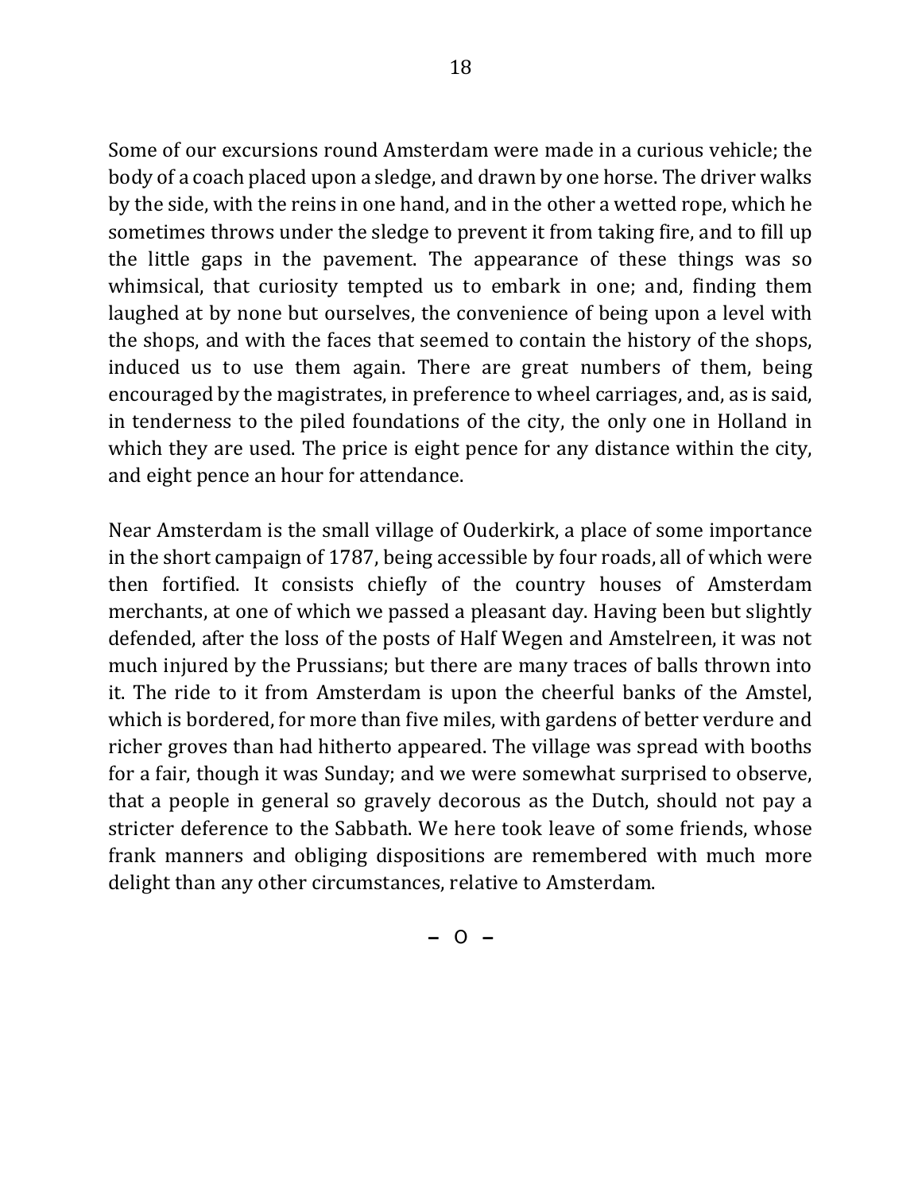Some of our excursions round Amsterdam were made in a curious vehicle; the body of a coach placed upon a sledge, and drawn by one horse. The driver walks by the side, with the reins in one hand, and in the other a wetted rope, which he sometimes throws under the sledge to prevent it from taking fire, and to fill up the little gaps in the pavement. The appearance of these things was so whimsical, that curiosity tempted us to embark in one; and, finding them laughed at by none but ourselves, the convenience of being upon a level with the shops, and with the faces that seemed to contain the history of the shops, induced us to use them again. There are great numbers of them, being encouraged by the magistrates, in preference to wheel carriages, and, as is said, in tenderness to the piled foundations of the city, the only one in Holland in which they are used. The price is eight pence for any distance within the city, and eight pence an hour for attendance.

Near Amsterdam is the small village of Ouderkirk, a place of some importance in the short campaign of 1787, being accessible by four roads, all of which were then fortified. It consists chiefly of the country houses of Amsterdam merchants, at one of which we passed a pleasant day. Having been but slightly defended, after the loss of the posts of Half Wegen and Amstelreen, it was not much injured by the Prussians; but there are many traces of balls thrown into it. The ride to it from Amsterdam is upon the cheerful banks of the Amstel, which is bordered, for more than five miles, with gardens of better verdure and richer groves than had hitherto appeared. The village was spread with booths for a fair, though it was Sunday; and we were somewhat surprised to observe, that a people in general so gravely decorous as the Dutch, should not pay a stricter deference to the Sabbath. We here took leave of some friends, whose frank manners and obliging dispositions are remembered with much more delight than any other circumstances, relative to Amsterdam.

– o –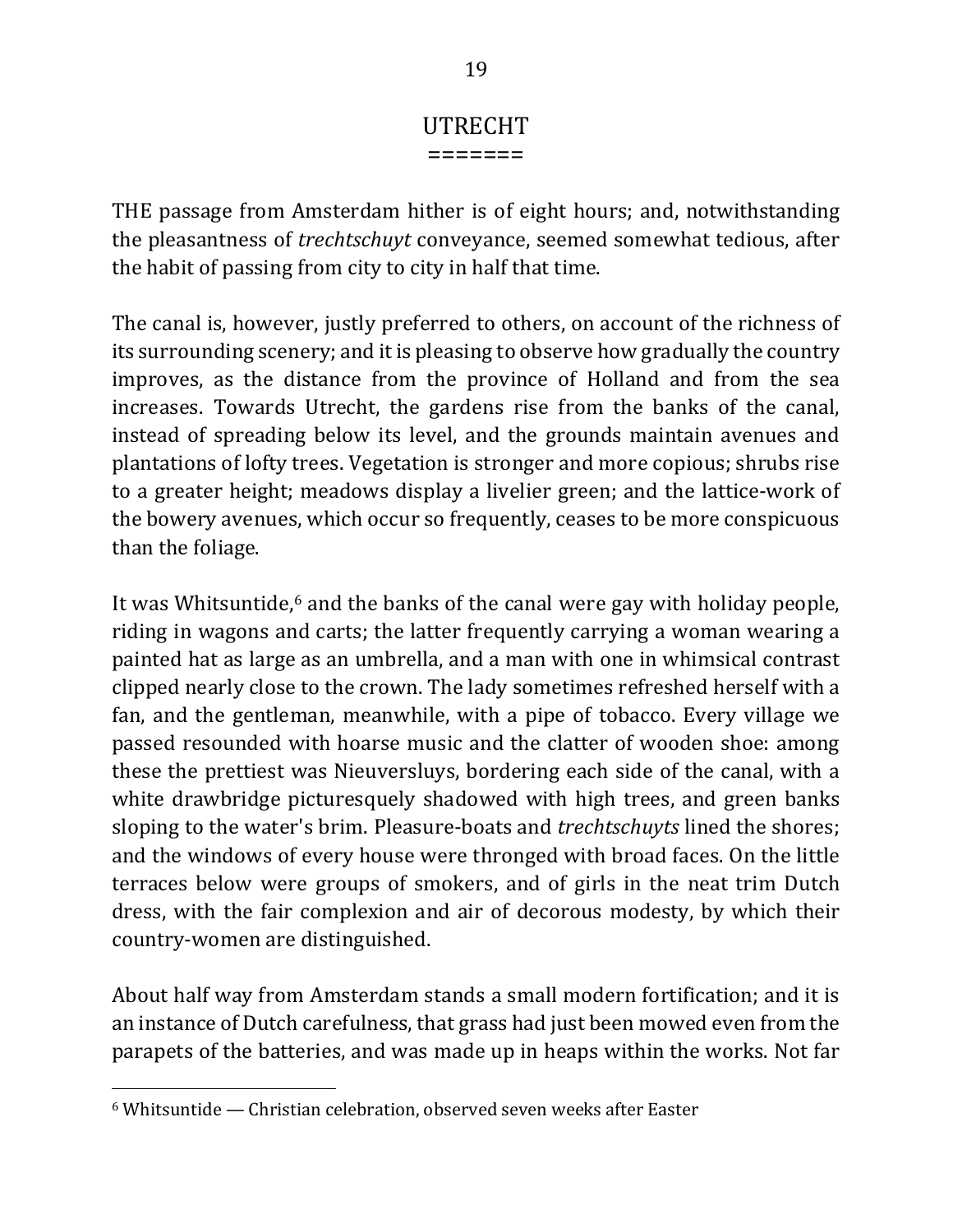# UTRECHT

THE passage from Amsterdam hither is of eight hours; and, notwithstanding the pleasantness of *trechtschuyt* conveyance, seemed somewhat tedious, after the habit of passing from city to city in half that time.

The canal is, however, justly preferred to others, on account of the richness of its surrounding scenery; and it is pleasing to observe how gradually the country improves, as the distance from the province of Holland and from the sea increases. Towards Utrecht, the gardens rise from the banks of the canal, instead of spreading below its level, and the grounds maintain avenues and plantations of lofty trees. Vegetation is stronger and more copious; shrubs rise to a greater height; meadows display a livelier green; and the lattice-work of the bowery avenues, which occur so frequently, ceases to be more conspicuous than the foliage.

It was Whitsuntide,[6] and the banks of the canal were gay with holiday people, riding in wagons and carts; the latter frequently carrying a woman wearing a painted hat as large as an umbrella, and a man with one in whimsical contrast clipped nearly close to the crown. The lady sometimes refreshed herself with a fan, and the gentleman, meanwhile, with a pipe of tobacco. Every village we passed resounded with hoarse music and the clatter of wooden shoe: among these the prettiest was Nieuversluys, bordering each side of the canal, with a white drawbridge picturesquely shadowed with high trees, and green banks sloping to the water's brim. Pleasure-boats and *trechtschuyts* lined the shores; and the windows of every house were thronged with broad faces. On the little terraces below were groups of smokers, and of girls in the neat trim Dutch dress, with the fair complexion and air of decorous modesty, by which their country-women are distinguished.

About half way from Amsterdam stands a small modern fortification; and it is an instance of Dutch carefulness, that grass had just been mowed even from the parapets of the batteries, and was made up in heaps within the works. Not far

---

[6] Whitsuntide — Christian celebration, observed seven weeks after Easter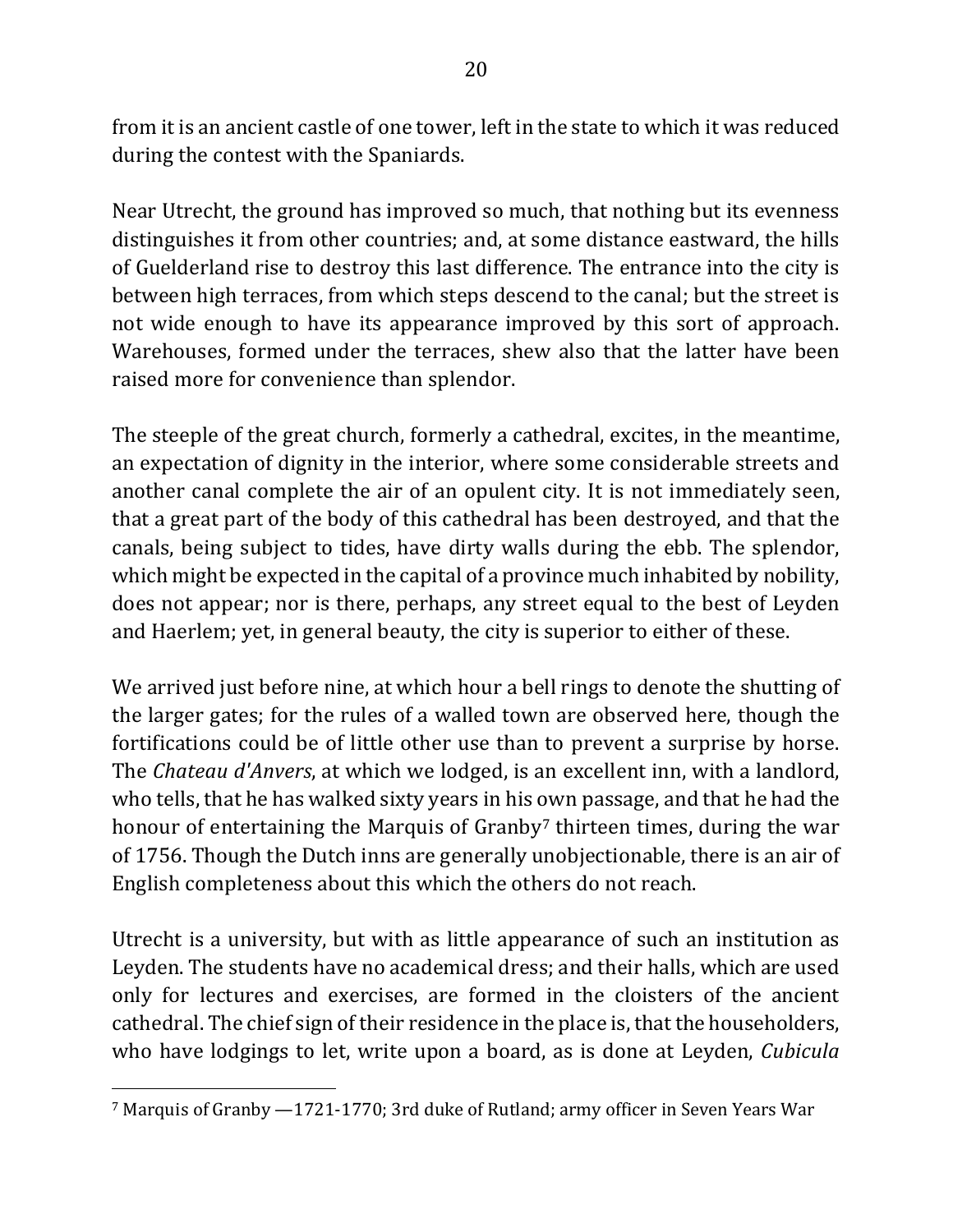from it is an ancient castle of one tower, left in the state to which it was reduced during the contest with the Spaniards.

Near Utrecht, the ground has improved so much, that nothing but its evenness distinguishes it from other countries; and, at some distance eastward, the hills of Guelderland rise to destroy this last difference. The entrance into the city is between high terraces, from which steps descend to the canal; but the street is not wide enough to have its appearance improved by this sort of approach. Warehouses, formed under the terraces, shew also that the latter have been raised more for convenience than splendor.

The steeple of the great church, formerly a cathedral, excites, in the meantime, an expectation of dignity in the interior, where some considerable streets and another canal complete the air of an opulent city. It is not immediately seen, that a great part of the body of this cathedral has been destroyed, and that the canals, being subject to tides, have dirty walls during the ebb. The splendor, which might be expected in the capital of a province much inhabited by nobility, does not appear; nor is there, perhaps, any street equal to the best of Leyden and Haerlem; yet, in general beauty, the city is superior to either of these.

We arrived just before nine, at which hour a bell rings to denote the shutting of the larger gates; for the rules of a walled town are observed here, though the fortifications could be of little other use than to prevent a surprise by horse. The *Chateau d'Anvers*, at which we lodged, is an excellent inn, with a landlord, who tells, that he has walked sixty years in his own passage, and that he had the honour of entertaining the Marquis of Granby[7] thirteen times, during the war of 1756. Though the Dutch inns are generally unobjectionable, there is an air of English completeness about this which the others do not reach.

Utrecht is a university, but with as little appearance of such an institution as Leyden. The students have no academical dress; and their halls, which are used only for lectures and exercises, are formed in the cloisters of the ancient cathedral. The chief sign of their residence in the place is, that the householders, who have lodgings to let, write upon a board, as is done at Leyden, *Cubicula*

---

[7] Marquis of Granby —1721-1770; 3rd duke of Rutland; army officer in Seven Years War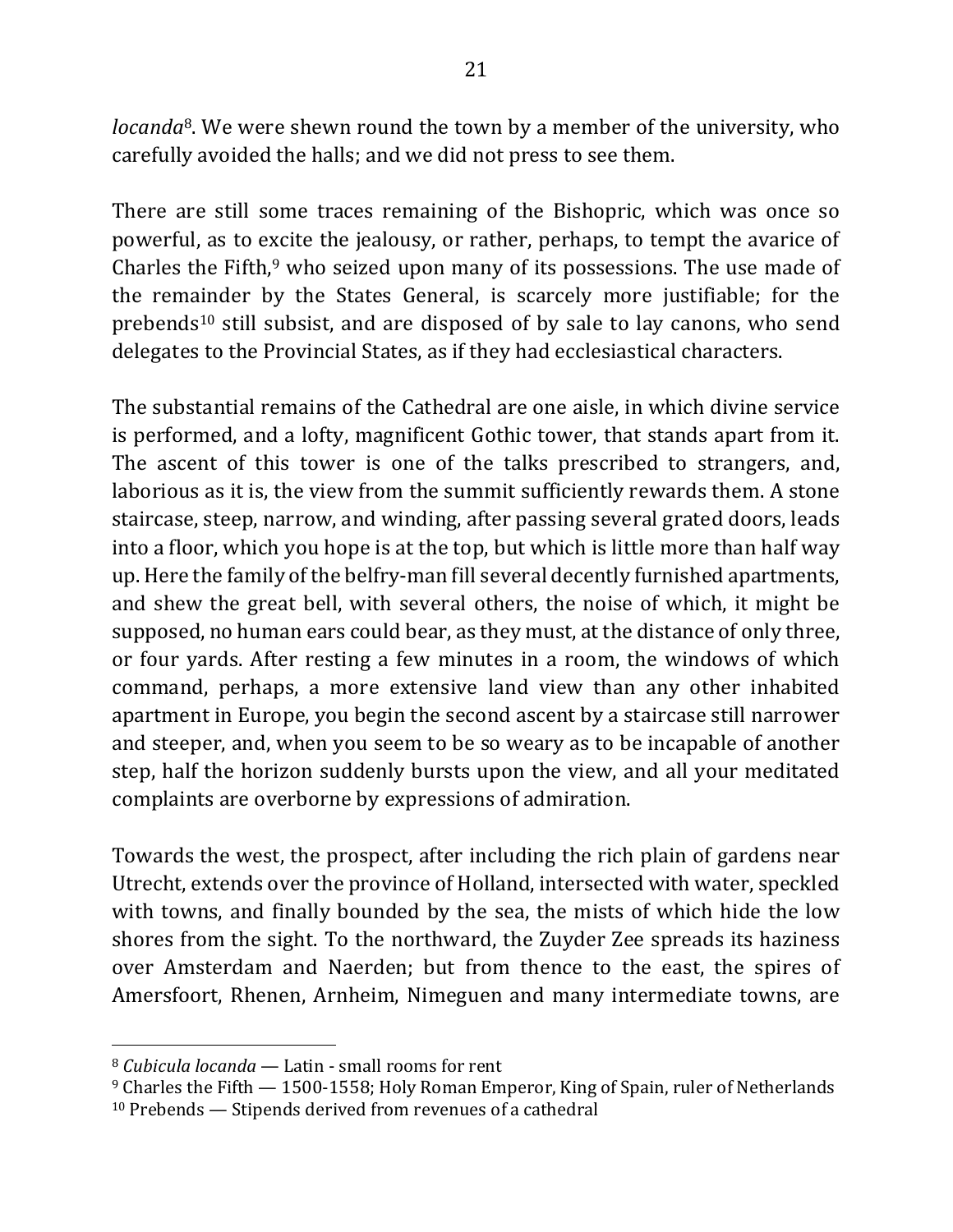*locanda*[8]. We were shewn round the town by a member of the university, who carefully avoided the halls; and we did not press to see them.

There are still some traces remaining of the Bishopric, which was once so powerful, as to excite the jealousy, or rather, perhaps, to tempt the avarice of Charles the Fifth,[9] who seized upon many of its possessions. The use made of the remainder by the States General, is scarcely more justifiable; for the prebends[10] still subsist, and are disposed of by sale to lay canons, who send delegates to the Provincial States, as if they had ecclesiastical characters.

The substantial remains of the Cathedral are one aisle, in which divine service is performed, and a lofty, magnificent Gothic tower, that stands apart from it. The ascent of this tower is one of the talks prescribed to strangers, and, laborious as it is, the view from the summit sufficiently rewards them. A stone staircase, steep, narrow, and winding, after passing several grated doors, leads into a floor, which you hope is at the top, but which is little more than half way up. Here the family of the belfry-man fill several decently furnished apartments, and shew the great bell, with several others, the noise of which, it might be supposed, no human ears could bear, as they must, at the distance of only three, or four yards. After resting a few minutes in a room, the windows of which command, perhaps, a more extensive land view than any other inhabited apartment in Europe, you begin the second ascent by a staircase still narrower and steeper, and, when you seem to be so weary as to be incapable of another step, half the horizon suddenly bursts upon the view, and all your meditated complaints are overborne by expressions of admiration.

Towards the west, the prospect, after including the rich plain of gardens near Utrecht, extends over the province of Holland, intersected with water, speckled with towns, and finally bounded by the sea, the mists of which hide the low shores from the sight. To the northward, the Zuyder Zee spreads its haziness over Amsterdam and Naerden; but from thence to the east, the spires of Amersfoort, Rhenen, Arnheim, Nimeguen and many intermediate towns, are

---

[8] *Cubicula locanda* — Latin - small rooms for rent

[9] Charles the Fifth — 1500-1558; Holy Roman Emperor, King of Spain, ruler of Netherlands

[10] Prebends — Stipends derived from revenues of a cathedral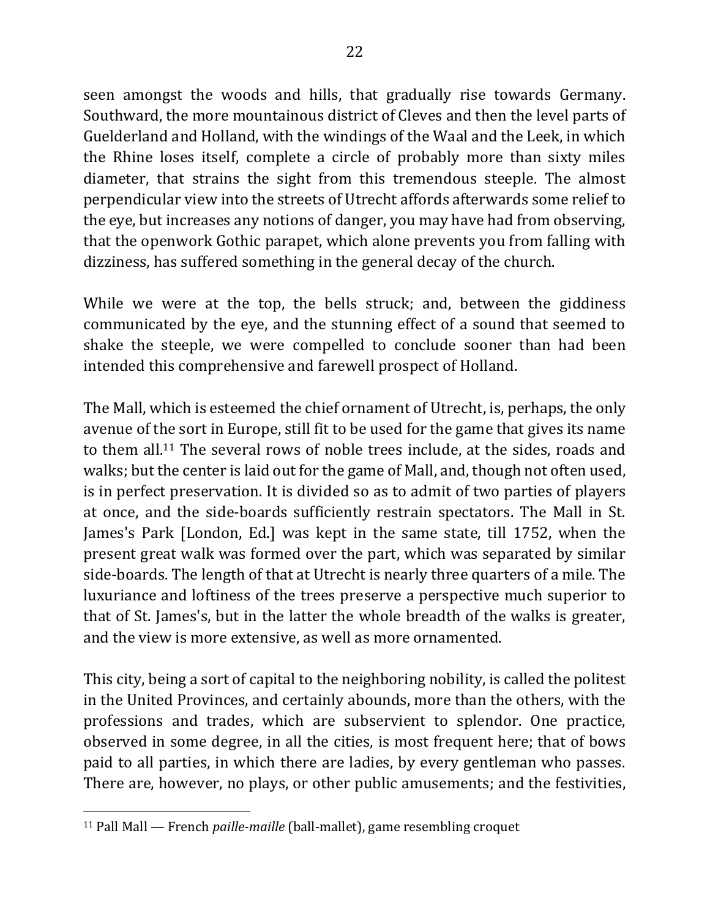seen amongst the woods and hills, that gradually rise towards Germany. Southward, the more mountainous district of Cleves and then the level parts of Guelderland and Holland, with the windings of the Waal and the Leek, in which the Rhine loses itself, complete a circle of probably more than sixty miles diameter, that strains the sight from this tremendous steeple. The almost perpendicular view into the streets of Utrecht affords afterwards some relief to the eye, but increases any notions of danger, you may have had from observing, that the openwork Gothic parapet, which alone prevents you from falling with dizziness, has suffered something in the general decay of the church.

While we were at the top, the bells struck; and, between the giddiness communicated by the eye, and the stunning effect of a sound that seemed to shake the steeple, we were compelled to conclude sooner than had been intended this comprehensive and farewell prospect of Holland.

The Mall, which is esteemed the chief ornament of Utrecht, is, perhaps, the only avenue of the sort in Europe, still fit to be used for the game that gives its name to them all.[11] The several rows of noble trees include, at the sides, roads and walks; but the center is laid out for the game of Mall, and, though not often used, is in perfect preservation. It is divided so as to admit of two parties of players at once, and the side-boards sufficiently restrain spectators. The Mall in St. James's Park [London, Ed.] was kept in the same state, till 1752, when the present great walk was formed over the part, which was separated by similar side-boards. The length of that at Utrecht is nearly three quarters of a mile. The luxuriance and loftiness of the trees preserve a perspective much superior to that of St. James's, but in the latter the whole breadth of the walks is greater, and the view is more extensive, as well as more ornamented.

This city, being a sort of capital to the neighboring nobility, is called the politest in the United Provinces, and certainly abounds, more than the others, with the professions and trades, which are subservient to splendor. One practice, observed in some degree, in all the cities, is most frequent here; that of bows paid to all parties, in which there are ladies, by every gentleman who passes. There are, however, no plays, or other public amusements; and the festivities,

---

[11] Pall Mall — French *paille-maille* (ball-mallet), game resembling croquet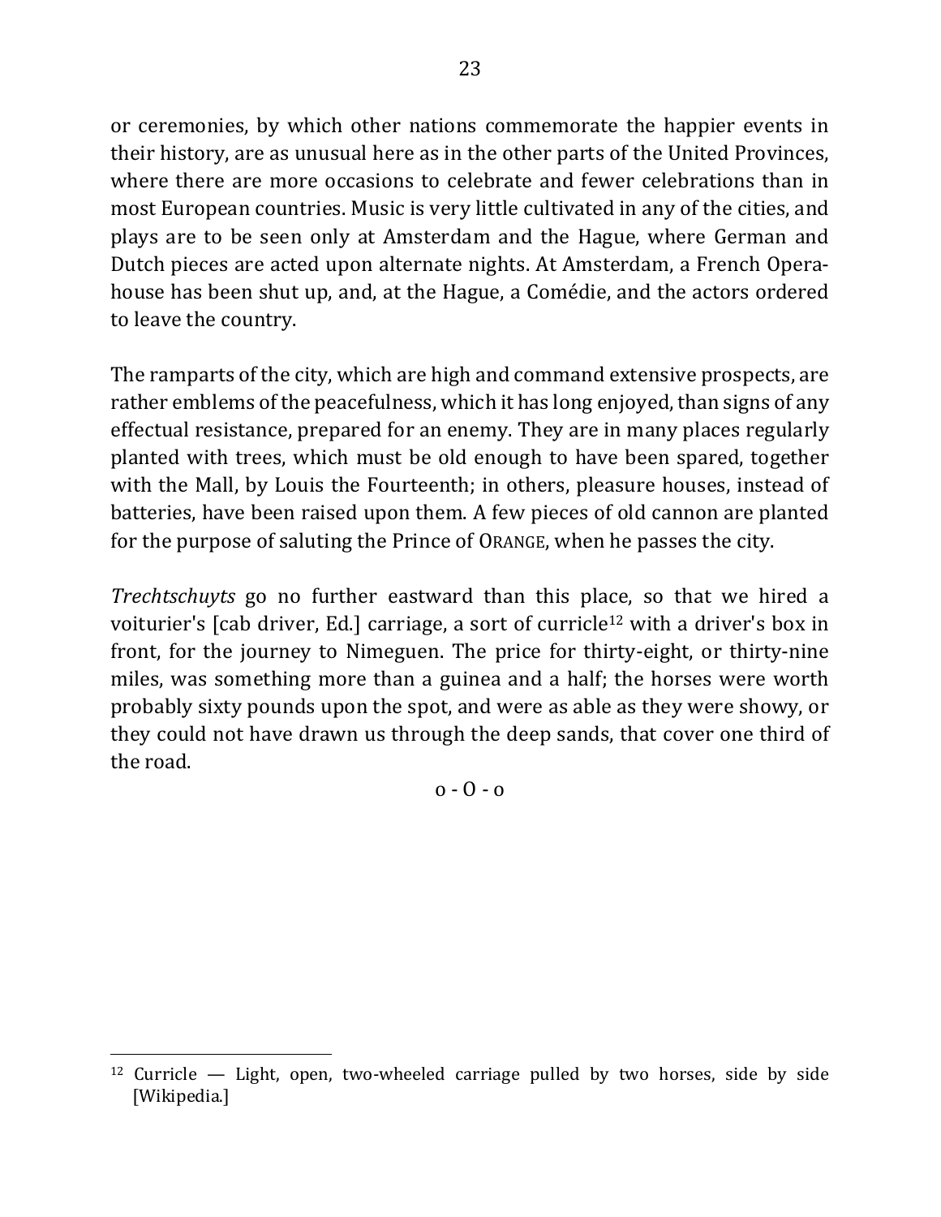or ceremonies, by which other nations commemorate the happier events in their history, are as unusual here as in the other parts of the United Provinces, where there are more occasions to celebrate and fewer celebrations than in most European countries. Music is very little cultivated in any of the cities, and plays are to be seen only at Amsterdam and the Hague, where German and Dutch pieces are acted upon alternate nights. At Amsterdam, a French Opera-house has been shut up, and, at the Hague, a Comédie, and the actors ordered to leave the country.

The ramparts of the city, which are high and command extensive prospects, are rather emblems of the peacefulness, which it has long enjoyed, than signs of any effectual resistance, prepared for an enemy. They are in many places regularly planted with trees, which must be old enough to have been spared, together with the Mall, by Louis the Fourteenth; in others, pleasure houses, instead of batteries, have been raised upon them. A few pieces of old cannon are planted for the purpose of saluting the Prince of ORANGE, when he passes the city.

*Trechtschuyts* go no further eastward than this place, so that we hired a voiturier's [cab driver, Ed.] carriage, a sort of curricle[12] with a driver's box in front, for the journey to Nimeguen. The price for thirty-eight, or thirty-nine miles, was something more than a guinea and a half; the horses were worth probably sixty pounds upon the spot, and were as able as they were showy, or they could not have drawn us through the deep sands, that cover one third of the road.

o - O - o

[12] Curricle — Light, open, two-wheeled carriage pulled by two horses, side by side [Wikipedia.]